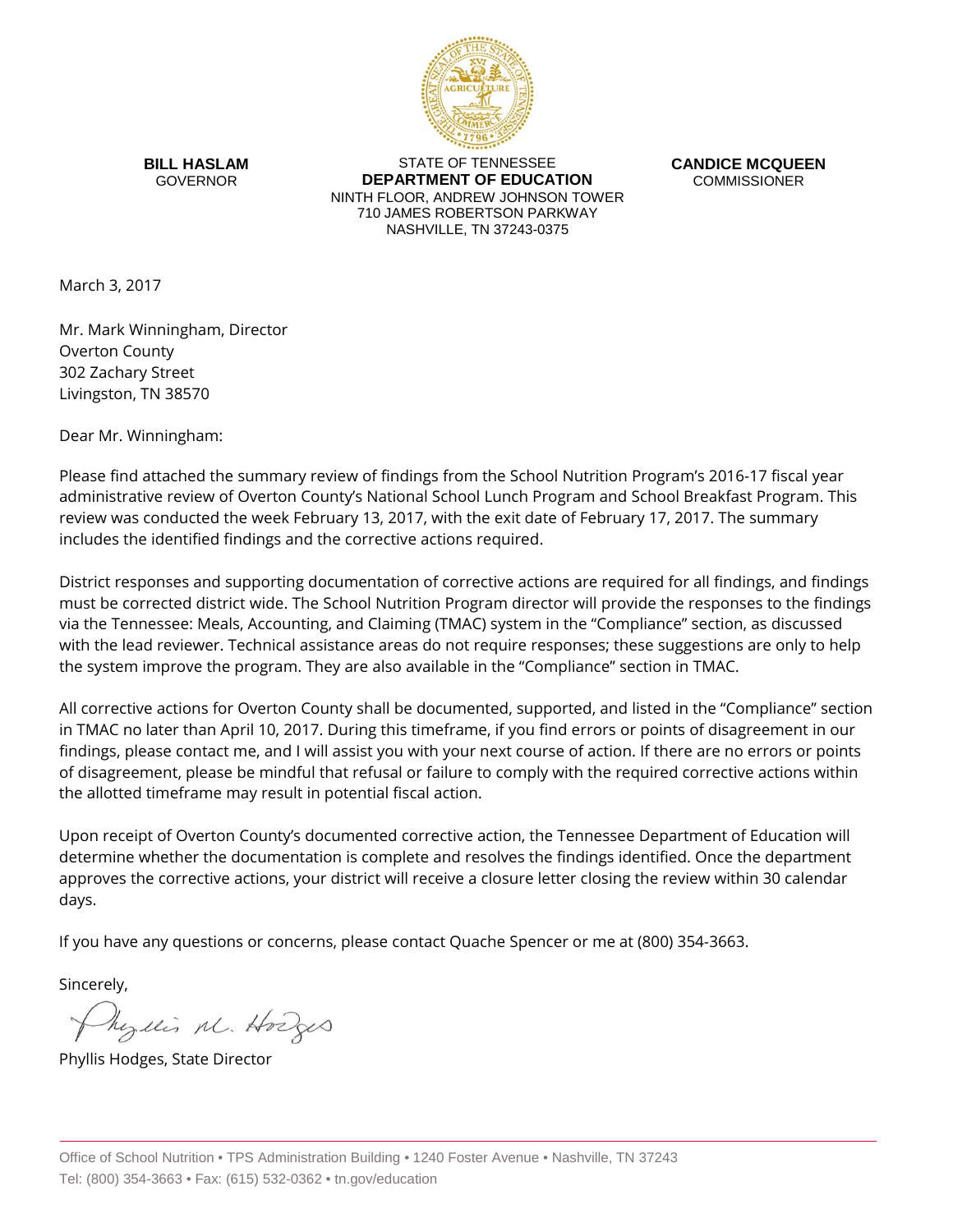**BILL HASLAM**
GOVERNOR

STATE OF TENNESSEE
**DEPARTMENT OF EDUCATION**
NINTH FLOOR, ANDREW JOHNSON TOWER
710 JAMES ROBERTSON PARKWAY
NASHVILLE, TN 37243-0375

**CANDICE MCQUEEN**
COMMISSIONER

March 3, 2017

Mr. Mark Winningham, Director
Overton County
302 Zachary Street
Livingston, TN 38570

Dear Mr. Winningham:

Please find attached the summary review of findings from the School Nutrition Program's 2016-17 fiscal year administrative review of Overton County's National School Lunch Program and School Breakfast Program. This review was conducted the week February 13, 2017, with the exit date of February 17, 2017. The summary includes the identified findings and the corrective actions required.

District responses and supporting documentation of corrective actions are required for all findings, and findings must be corrected district wide. The School Nutrition Program director will provide the responses to the findings via the Tennessee: Meals, Accounting, and Claiming (TMAC) system in the "Compliance" section, as discussed with the lead reviewer. Technical assistance areas do not require responses; these suggestions are only to help the system improve the program. They are also available in the "Compliance" section in TMAC.

All corrective actions for Overton County shall be documented, supported, and listed in the "Compliance" section in TMAC no later than April 10, 2017. During this timeframe, if you find errors or points of disagreement in our findings, please contact me, and I will assist you with your next course of action. If there are no errors or points of disagreement, please be mindful that refusal or failure to comply with the required corrective actions within the allotted timeframe may result in potential fiscal action.

Upon receipt of Overton County's documented corrective action, the Tennessee Department of Education will determine whether the documentation is complete and resolves the findings identified. Once the department approves the corrective actions, your district will receive a closure letter closing the review within 30 calendar days.

If you have any questions or concerns, please contact Quache Spencer or me at (800) 354-3663.

Sincerely,

Phyllis M. Hodges

Phyllis Hodges, State Director

Office of School Nutrition • TPS Administration Building • 1240 Foster Avenue • Nashville, TN 37243
Tel: (800) 354-3663 • Fax: (615) 532-0362 • tn.gov/education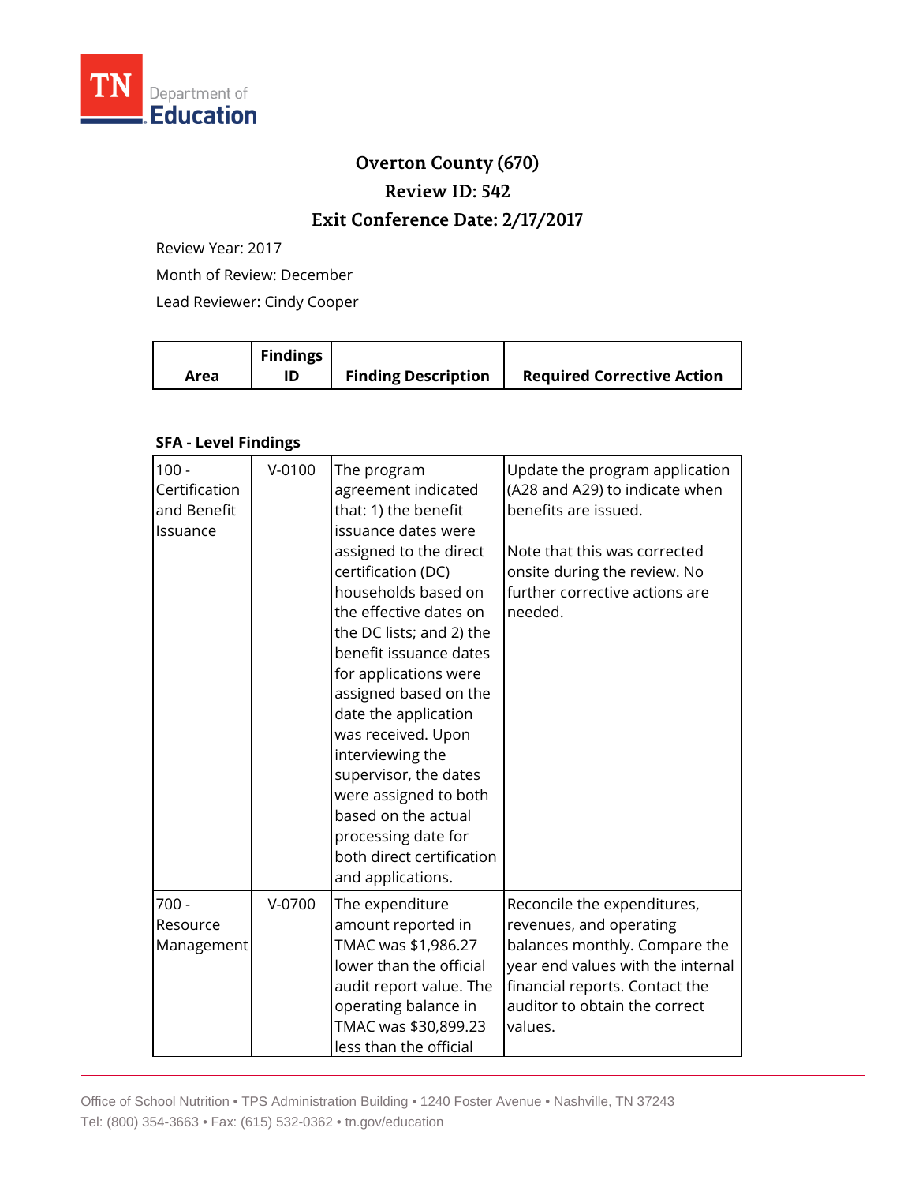# Overton County (670)

## Review ID: 542

## Exit Conference Date: 2/17/2017

Review Year: 2017

Month of Review: December

Lead Reviewer: Cindy Cooper

| Area | Findings ID | Finding Description | Required Corrective Action |
|---|---|---|---|
| **SFA - Level Findings** | | | |
| 100 - Certification and Benefit Issuance | V-0100 | The program agreement indicated that: 1) the benefit issuance dates were assigned to the direct certification (DC) households based on the effective dates on the DC lists; and 2) the benefit issuance dates for applications were assigned based on the date the application was received. Upon interviewing the supervisor, the dates were assigned to both based on the actual processing date for both direct certification and applications. | Update the program application (A28 and A29) to indicate when benefits are issued.<br><br>Note that this was corrected onsite during the review. No further corrective actions are needed. |
| 700 - Resource Management | V-0700 | The expenditure amount reported in TMAC was $1,986.27 lower than the official audit report value. The operating balance in TMAC was $30,899.23 less than the official | Reconcile the expenditures, revenues, and operating balances monthly. Compare the year end values with the internal financial reports. Contact the auditor to obtain the correct values. |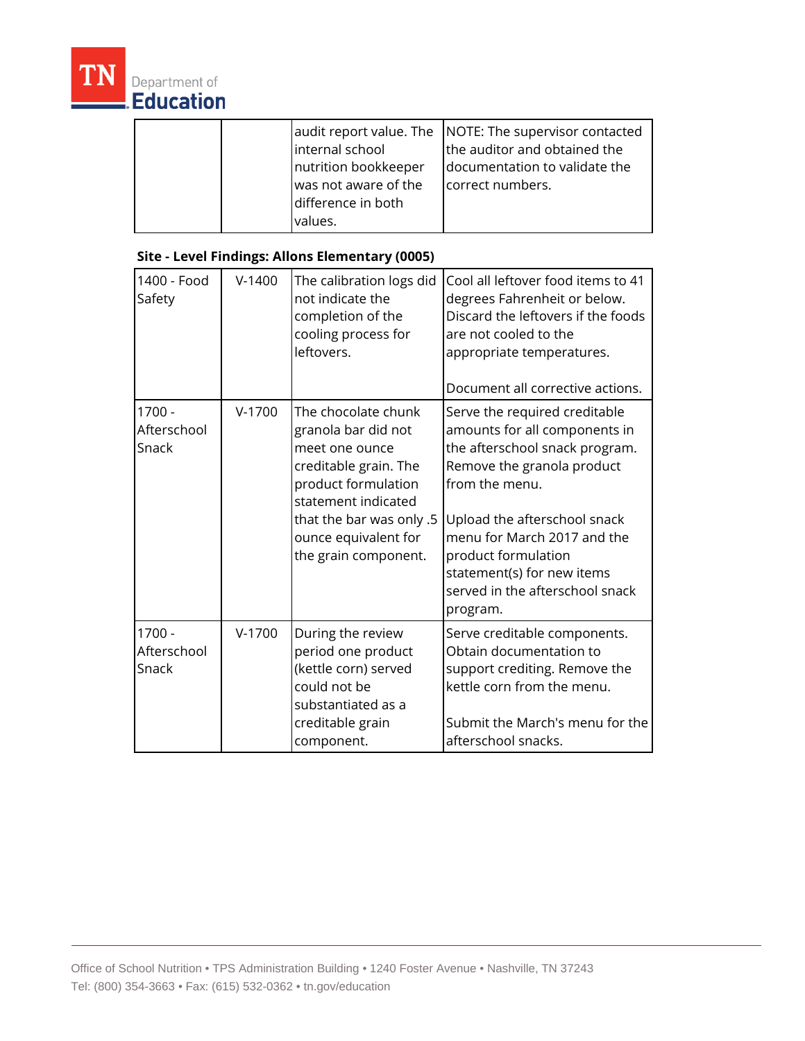| | | | |
|---|---|---|---|
| | | audit report value. The internal school nutrition bookkeeper was not aware of the difference in both values. | NOTE: The supervisor contacted the auditor and obtained the documentation to validate the correct numbers. |

**Site - Level Findings: Allons Elementary (0005)**

| | | | |
|---|---|---|---|
| 1400 - Food Safety | V-1400 | The calibration logs did not indicate the completion of the cooling process for leftovers. | Cool all leftover food items to 41 degrees Fahrenheit or below. Discard the leftovers if the foods are not cooled to the appropriate temperatures.<br><br>Document all corrective actions. |
| 1700 - Afterschool Snack | V-1700 | The chocolate chunk granola bar did not meet one ounce creditable grain. The product formulation statement indicated that the bar was only .5 ounce equivalent for the grain component. | Serve the required creditable amounts for all components in the afterschool snack program. Remove the granola product from the menu.<br><br>Upload the afterschool snack menu for March 2017 and the product formulation statement(s) for new items served in the afterschool snack program. |
| 1700 - Afterschool Snack | V-1700 | During the review period one product (kettle corn) served could not be substantiated as a creditable grain component. | Serve creditable components. Obtain documentation to support crediting. Remove the kettle corn from the menu.<br><br>Submit the March's menu for the afterschool snacks. |